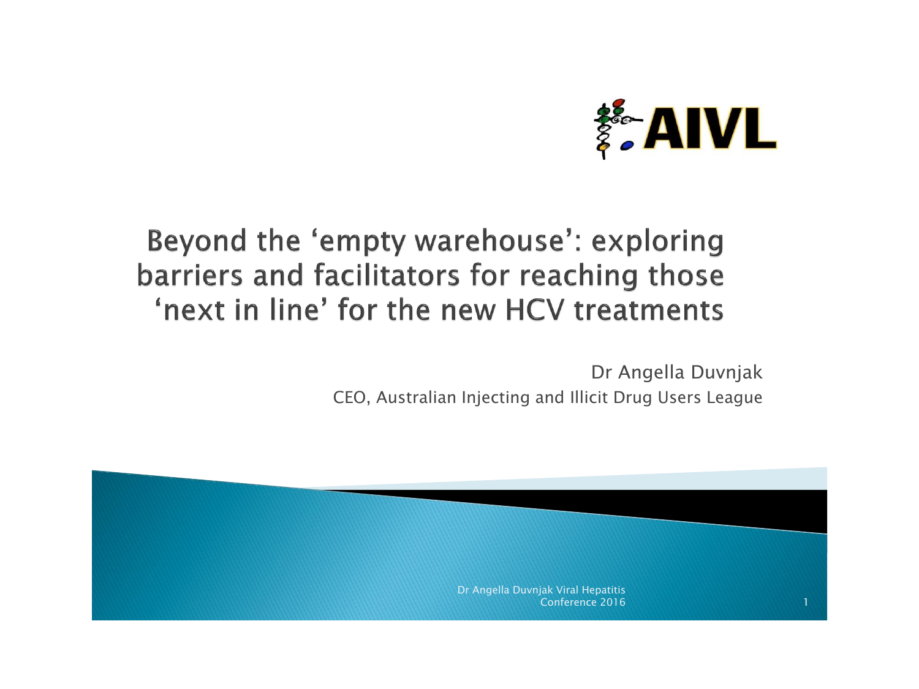# Beyond the 'empty warehouse': exploring barriers and facilitators for reaching those 'next in line' for the new HCV treatments

Dr Angella Duvnjak

CEO, Australian Injecting and Illicit Drug Users League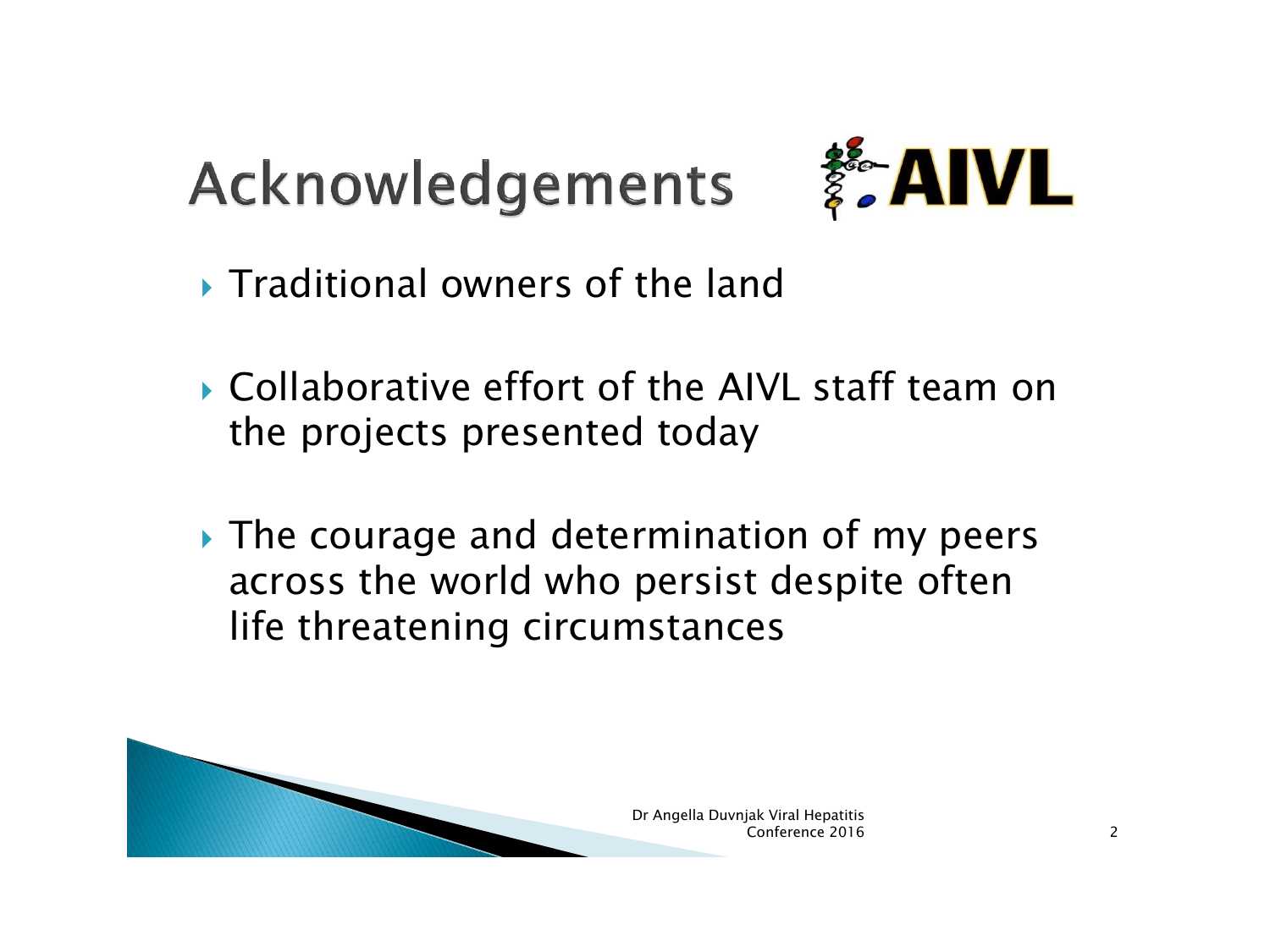# Acknowledgements

AIVL

- Traditional owners of the land
- Collaborative effort of the AIVL staff team on the projects presented today
- The courage and determination of my peers across the world who persist despite often life threatening circumstances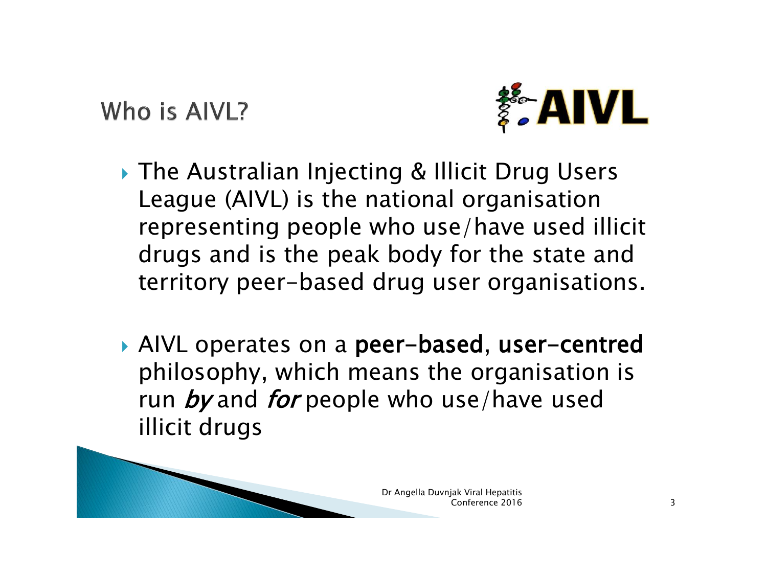## Who is AIVL?

- The Australian Injecting & Illicit Drug Users League (AIVL) is the national organisation representing people who use/have used illicit drugs and is the peak body for the state and territory peer-based drug user organisations.
- AIVL operates on a **peer-based, user-centred** philosophy, which means the organisation is run *by* and *for* people who use/have used illicit drugs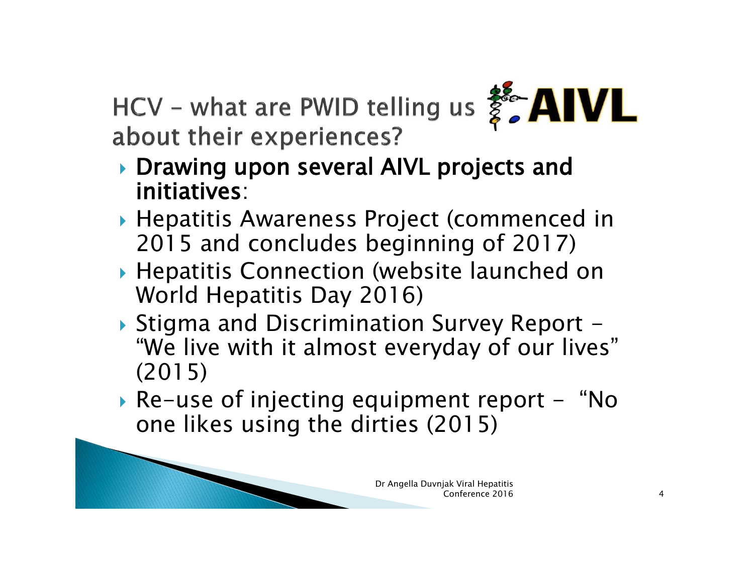# HCV – what are PWID telling us about their experiences?

- **Drawing upon several AIVL projects and initiatives**:
- Hepatitis Awareness Project (commenced in 2015 and concludes beginning of 2017)
- Hepatitis Connection (website launched on World Hepatitis Day 2016)
- Stigma and Discrimination Survey Report – "We live with it almost everyday of our lives" (2015)
- Re-use of injecting equipment report - "No one likes using the dirties (2015)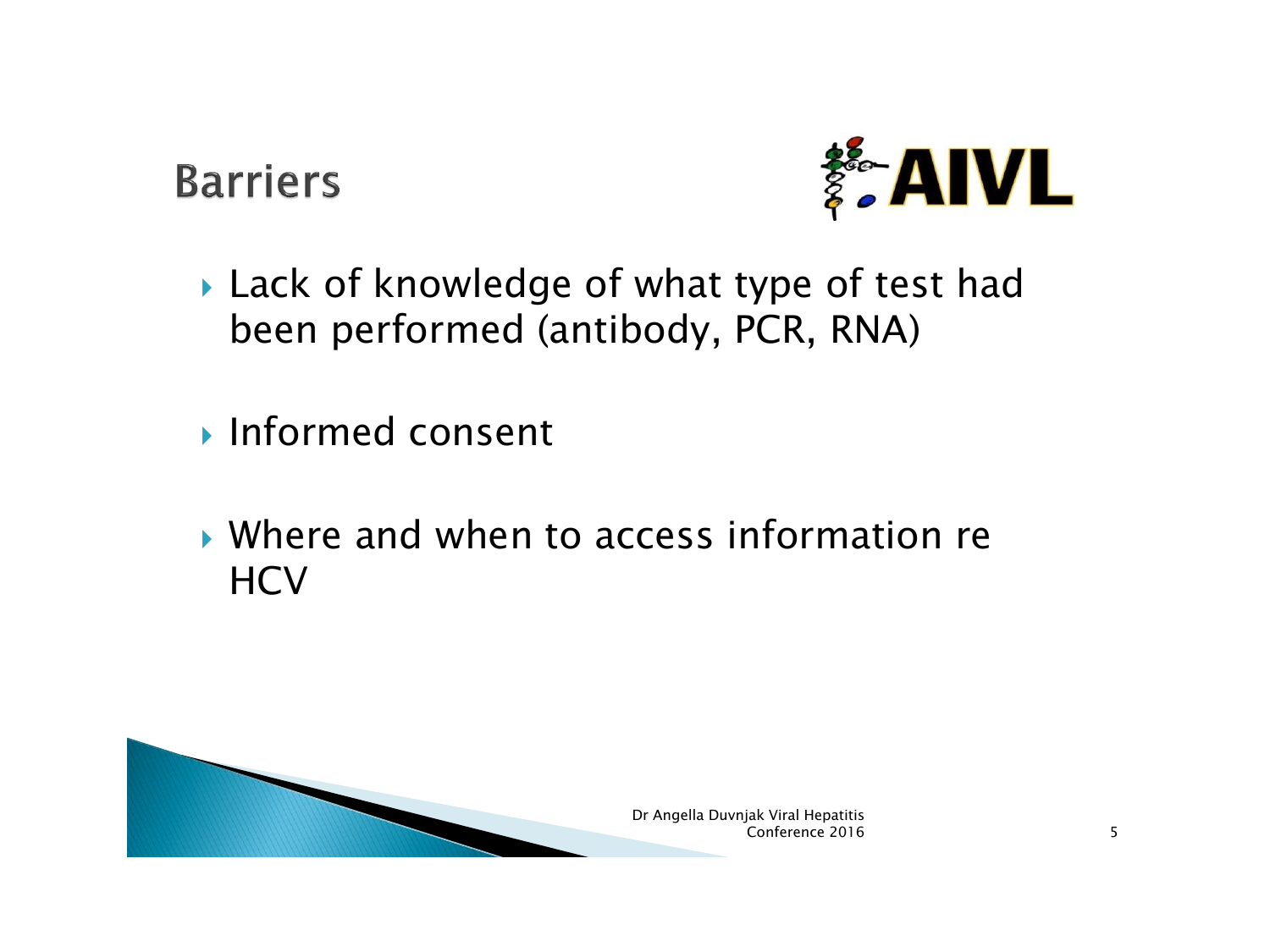# Barriers

- Lack of knowledge of what type of test had been performed (antibody, PCR, RNA)
- Informed consent
- Where and when to access information re HCV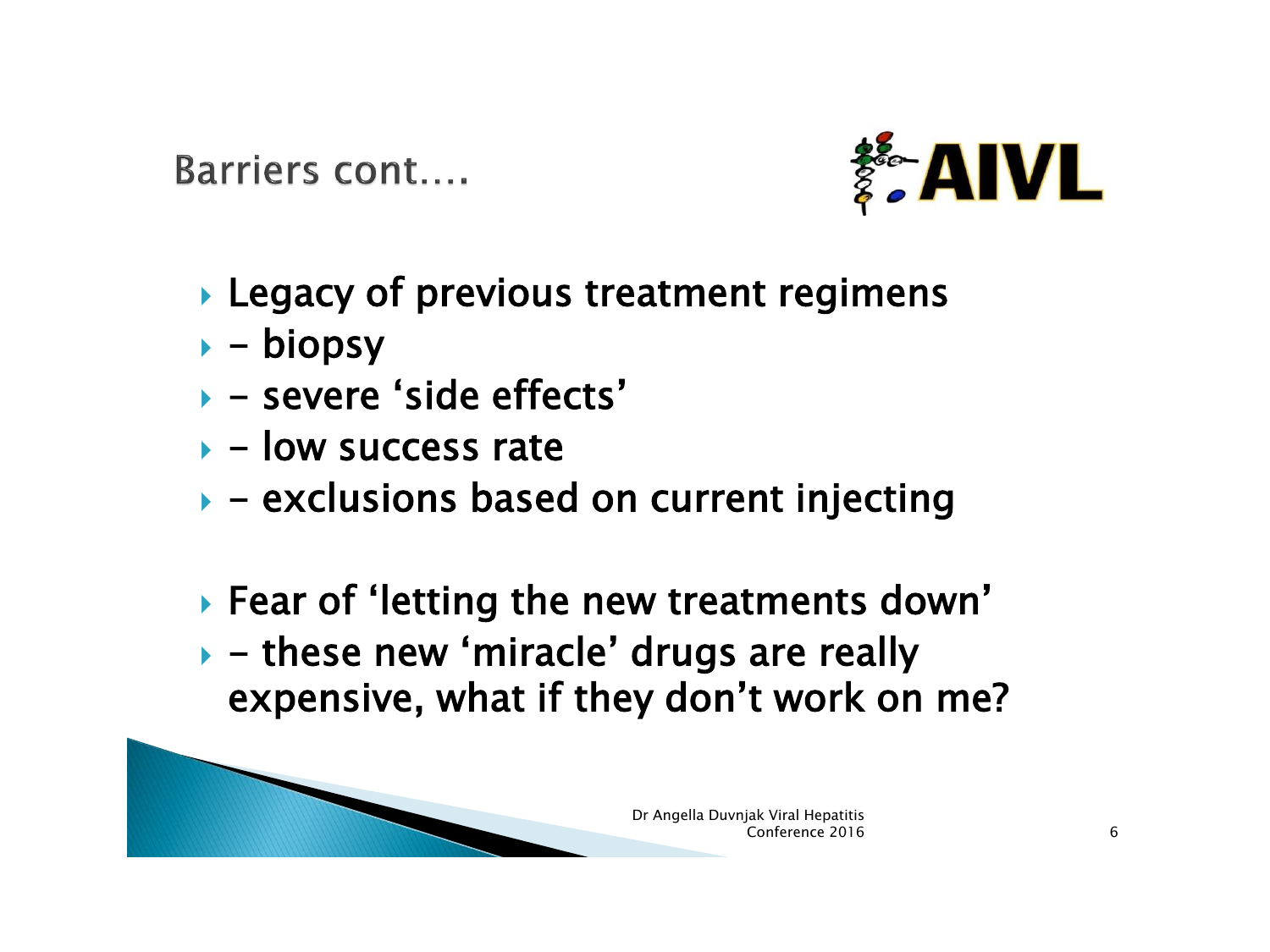## Barriers cont….

- Legacy of previous treatment regimens
- – biopsy
- – severe 'side effects'
- – low success rate
- – exclusions based on current injecting

- Fear of 'letting the new treatments down'
- – these new 'miracle' drugs are really expensive, what if they don't work on me?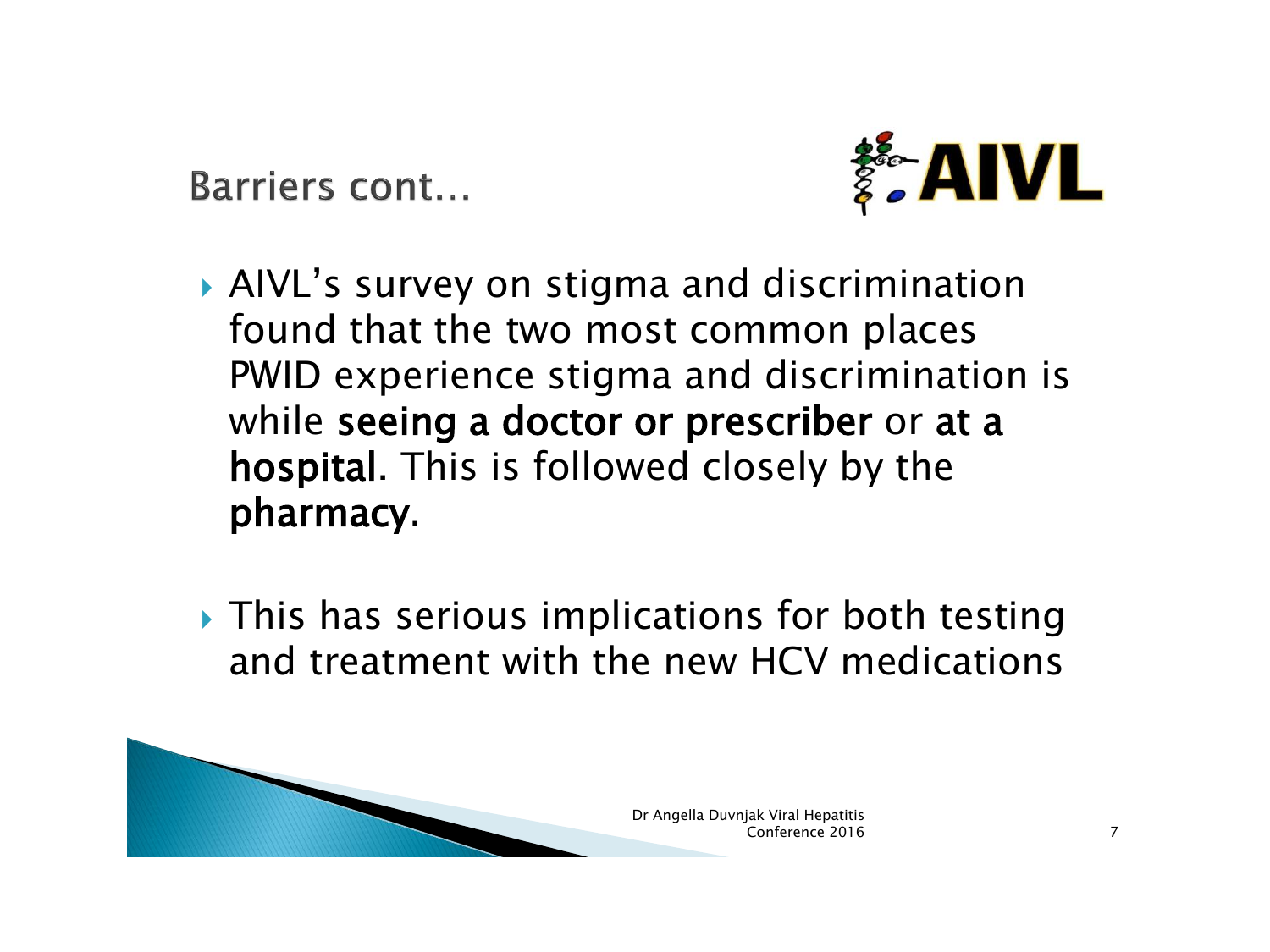## Barriers cont…

- AIVL's survey on stigma and discrimination found that the two most common places PWID experience stigma and discrimination is while **seeing a doctor or prescriber** or **at a hospital**. This is followed closely by the **pharmacy**.

- This has serious implications for both testing and treatment with the new HCV medications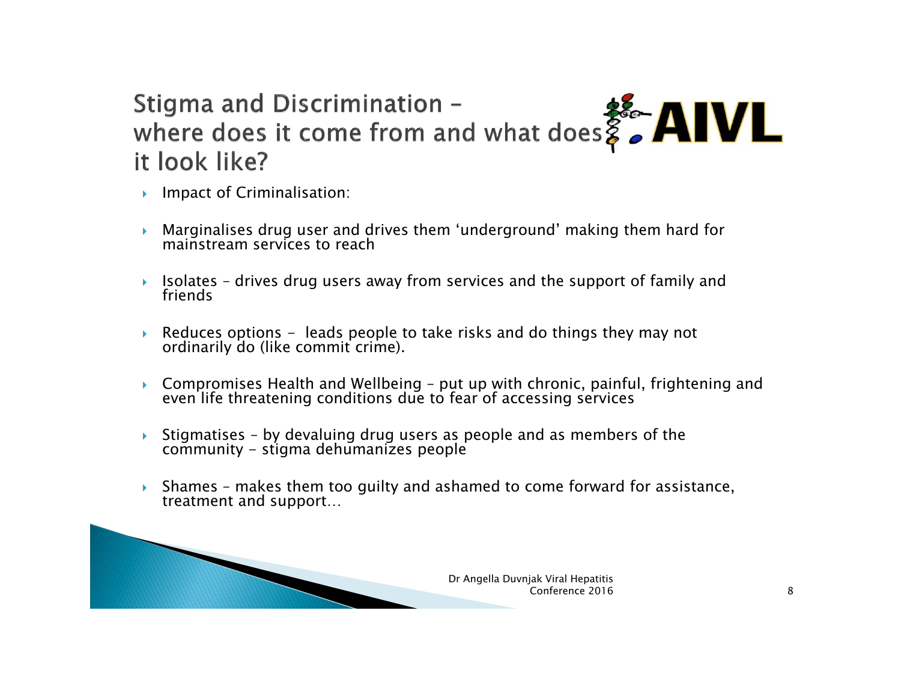## Stigma and Discrimination – where does it come from and what does it look like?

- Impact of Criminalisation:
- Marginalises drug user and drives them 'underground' making them hard for mainstream services to reach
- Isolates – drives drug users away from services and the support of family and friends
- Reduces options - leads people to take risks and do things they may not ordinarily do (like commit crime).
- Compromises Health and Wellbeing – put up with chronic, painful, frightening and even life threatening conditions due to fear of accessing services
- Stigmatises – by devaluing drug users as people and as members of the community - stigma dehumanizes people
- Shames – makes them too guilty and ashamed to come forward for assistance, treatment and support…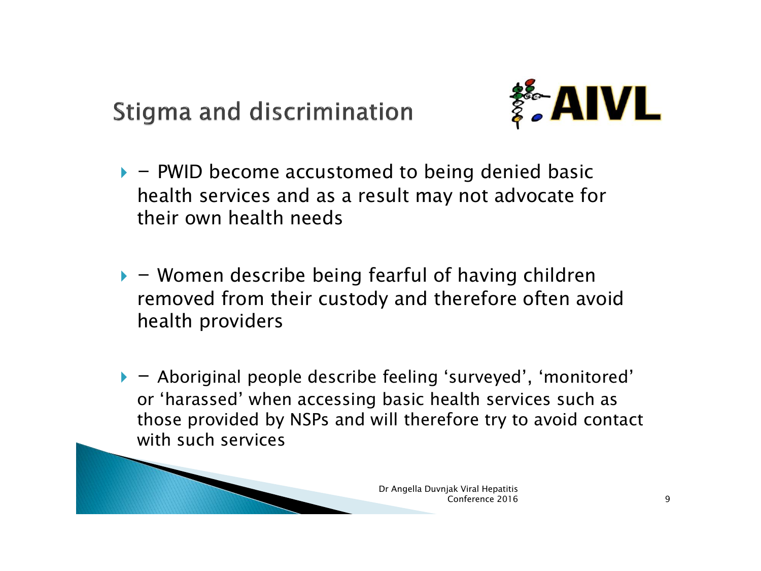# Stigma and discrimination

- – PWID become accustomed to being denied basic health services and as a result may not advocate for their own health needs

- – Women describe being fearful of having children removed from their custody and therefore often avoid health providers

- – Aboriginal people describe feeling 'surveyed', 'monitored' or 'harassed' when accessing basic health services such as those provided by NSPs and will therefore try to avoid contact with such services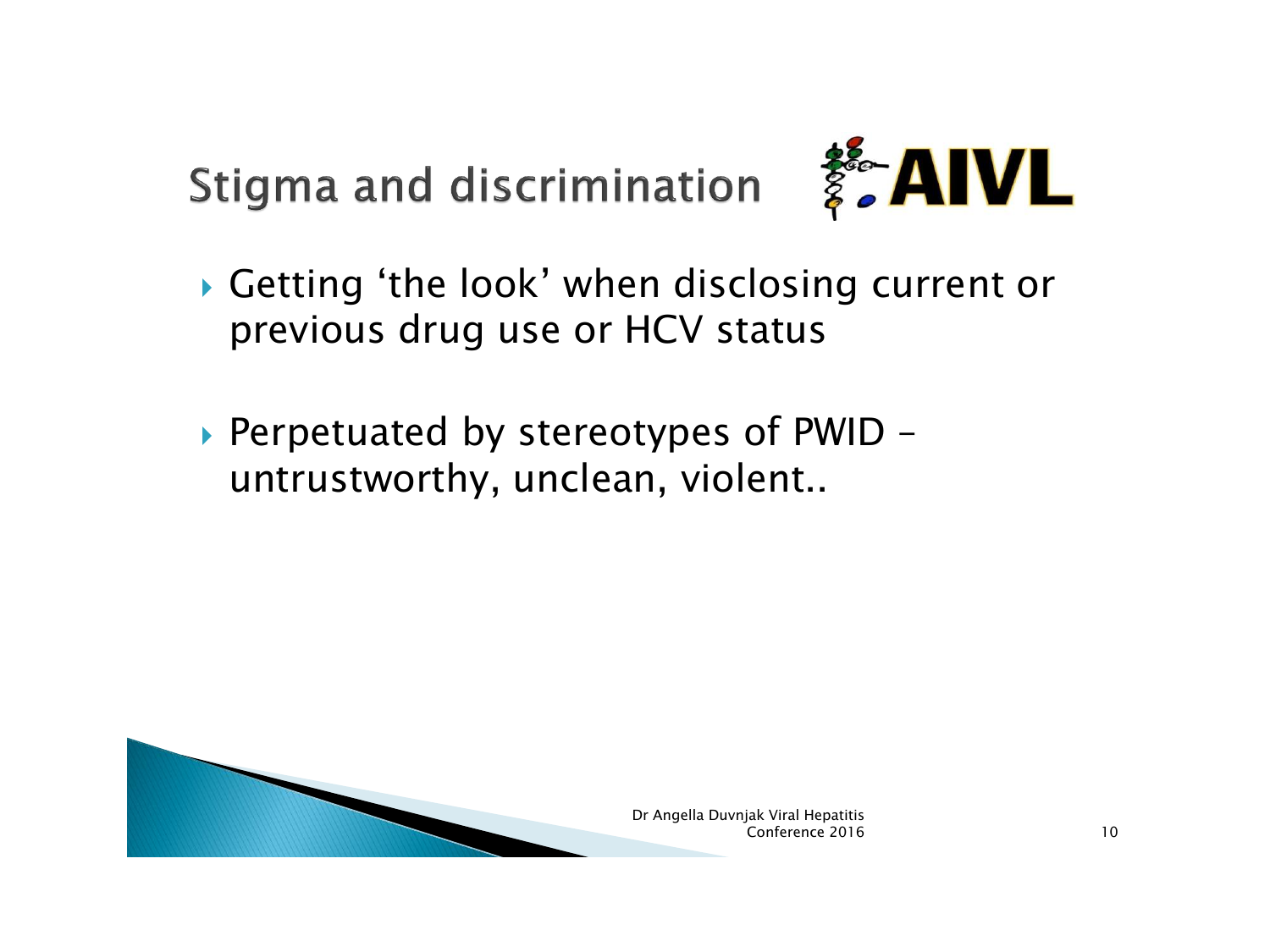# Stigma and discrimination

- Getting 'the look' when disclosing current or previous drug use or HCV status

- Perpetuated by stereotypes of PWID – untrustworthy, unclean, violent..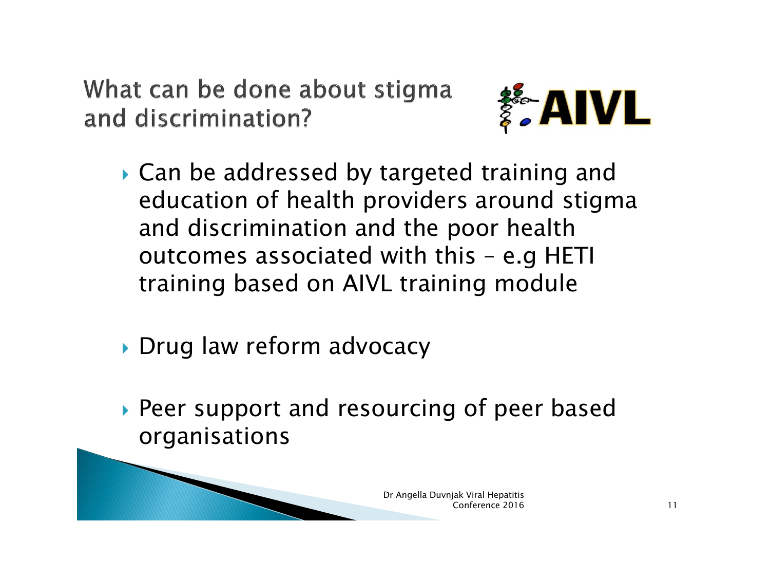# What can be done about stigma and discrimination?

- Can be addressed by targeted training and education of health providers around stigma and discrimination and the poor health outcomes associated with this – e.g HETI training based on AIVL training module
- Drug law reform advocacy
- Peer support and resourcing of peer based organisations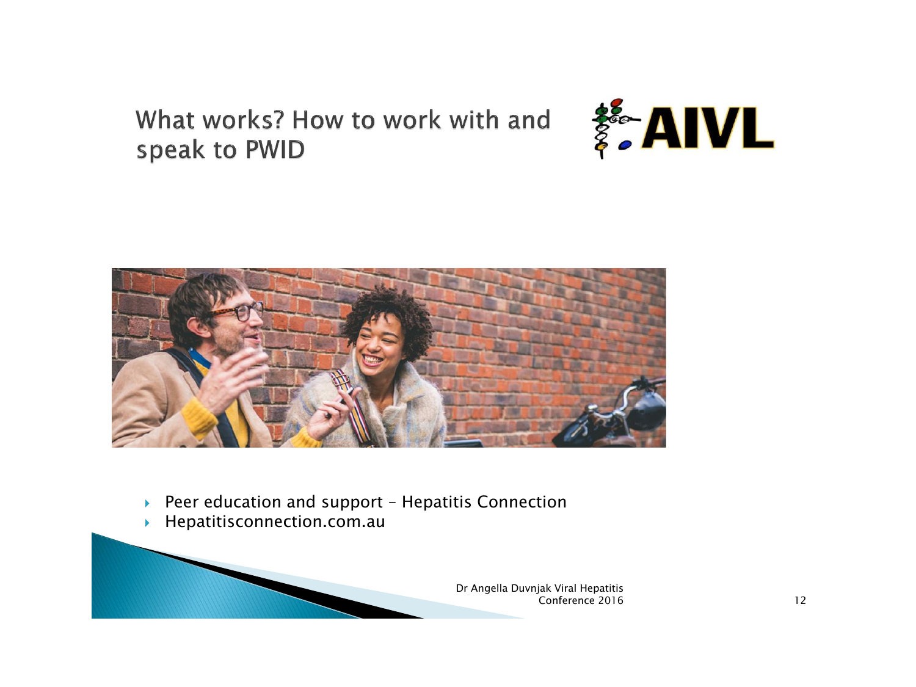# What works? How to work with and speak to PWID

- Peer education and support – Hepatitis Connection
- Hepatitisconnection.com.au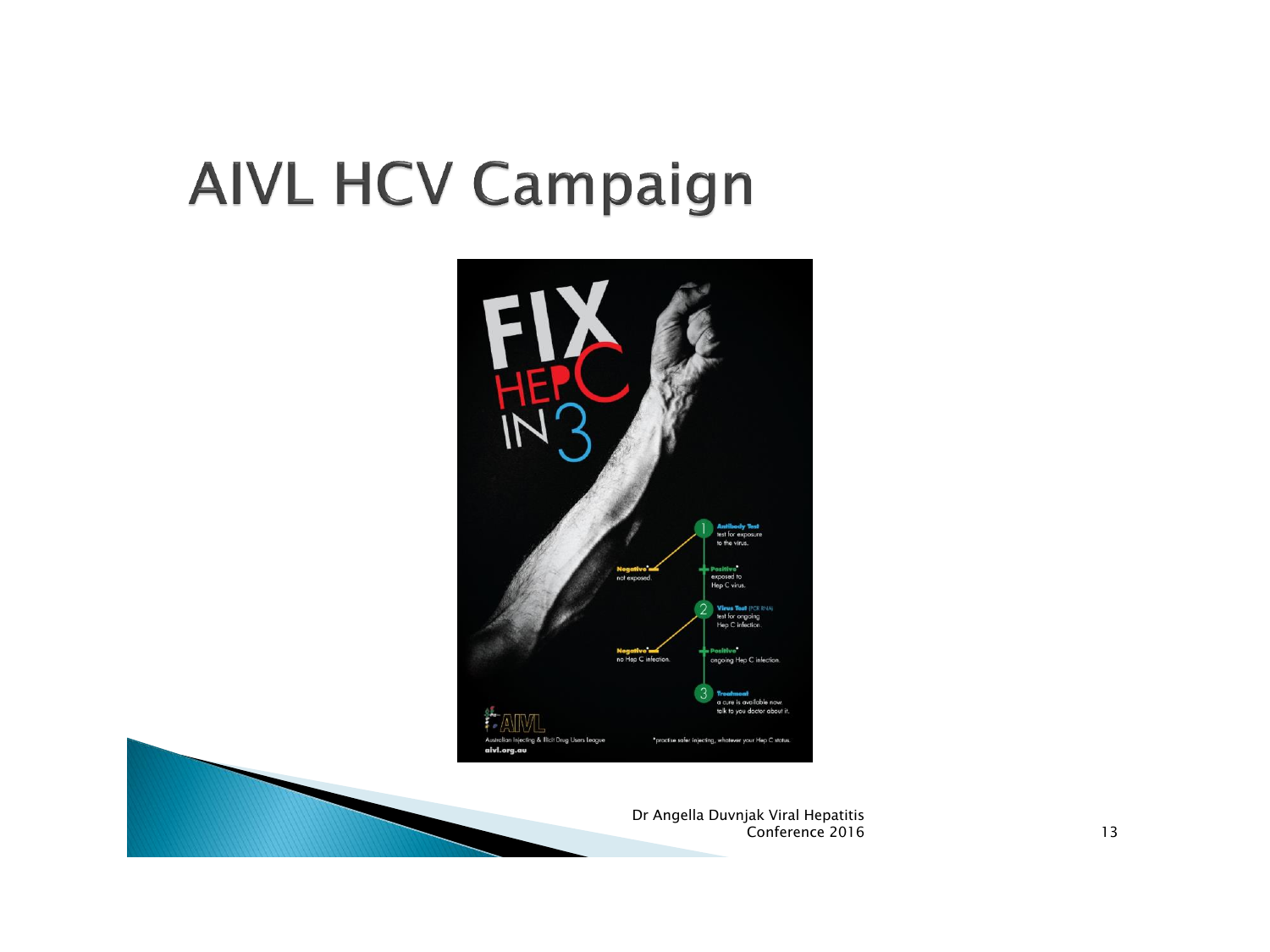# AIVL HCV Campaign

FIX HEP C IN 3

1 **Antibody Test** test for exposure to the virus.

**Negative*** not exposed.

**Positive*** exposed to Hep C virus.

2 **Virus Test** (PCR RNA) test for ongoing Hep C infection.

**Negative*** no Hep C infection.

**Positive*** ongoing Hep C infection.

3 **Treatment** a cure is available now talk to you doctor about it.

AIVL

Australian Injecting & Illicit Drug Users League

aivl.org.au

*practise safer injecting, whatever your Hep C status.

Dr Angella Duvnjak Viral Hepatitis Conference 2016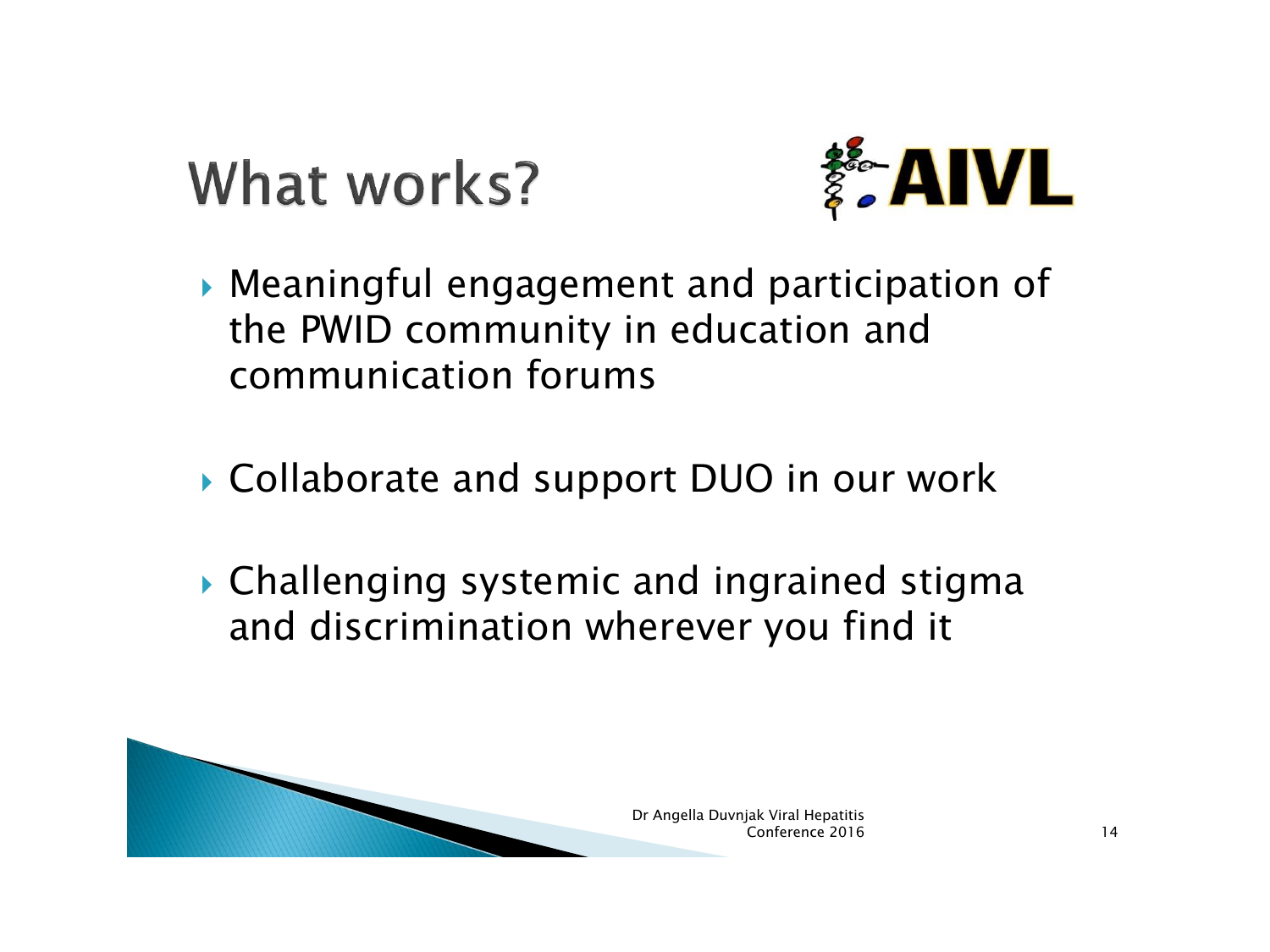# What works?

AIVL

- Meaningful engagement and participation of the PWID community in education and communication forums
- Collaborate and support DUO in our work
- Challenging systemic and ingrained stigma and discrimination wherever you find it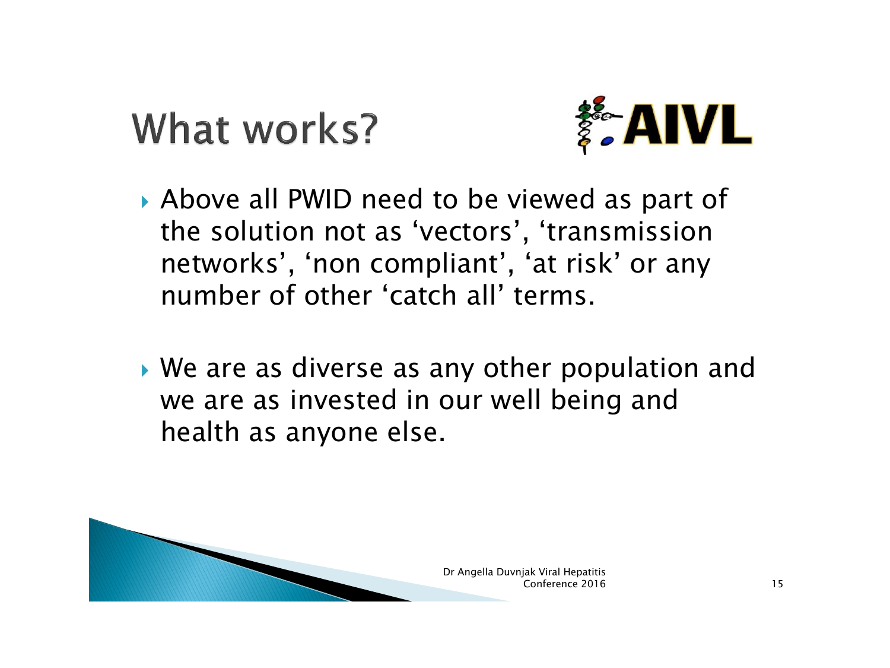# What works?

- Above all PWID need to be viewed as part of the solution not as 'vectors', 'transmission networks', 'non compliant', 'at risk' or any number of other 'catch all' terms.
- We are as diverse as any other population and we are as invested in our well being and health as anyone else.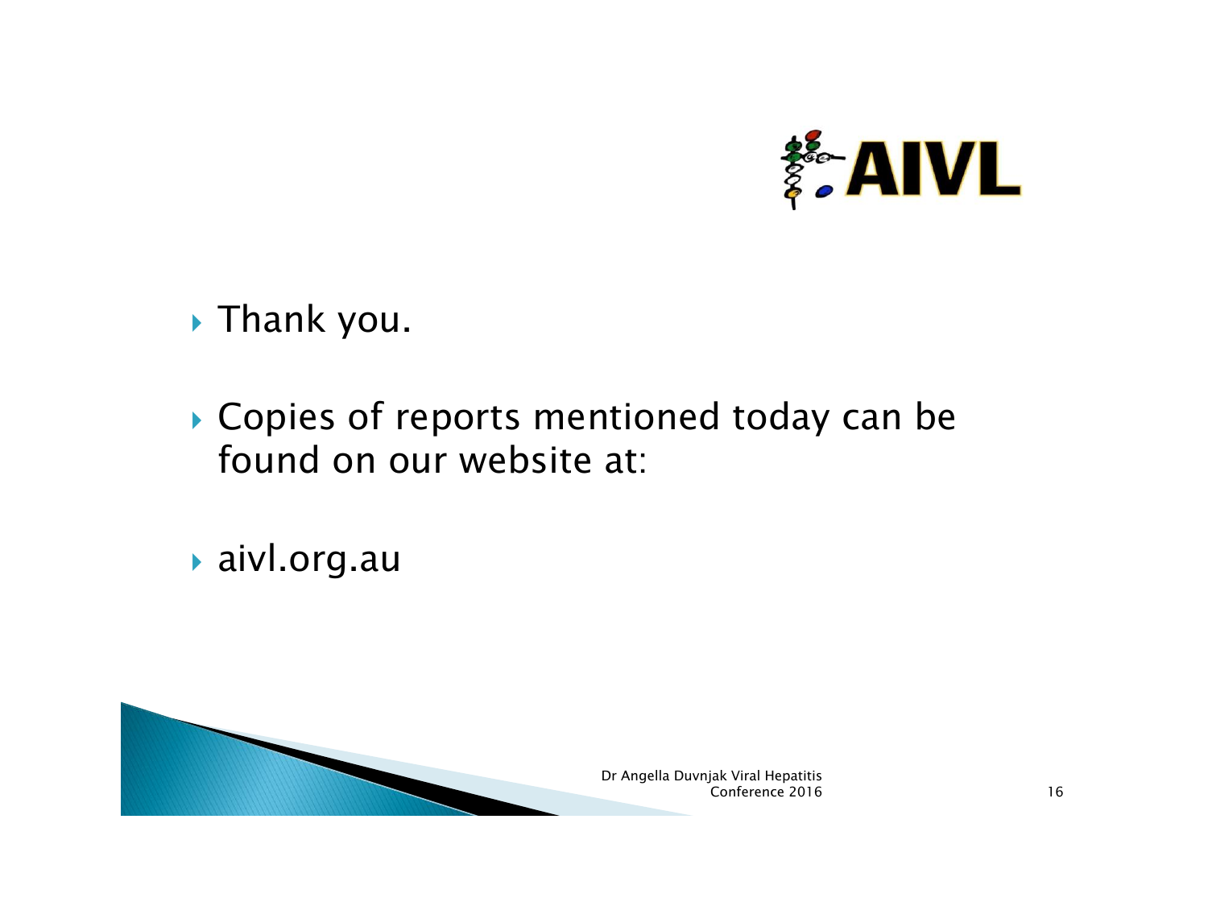AIVL

- Thank you.
- Copies of reports mentioned today can be found on our website at:
- aivl.org.au